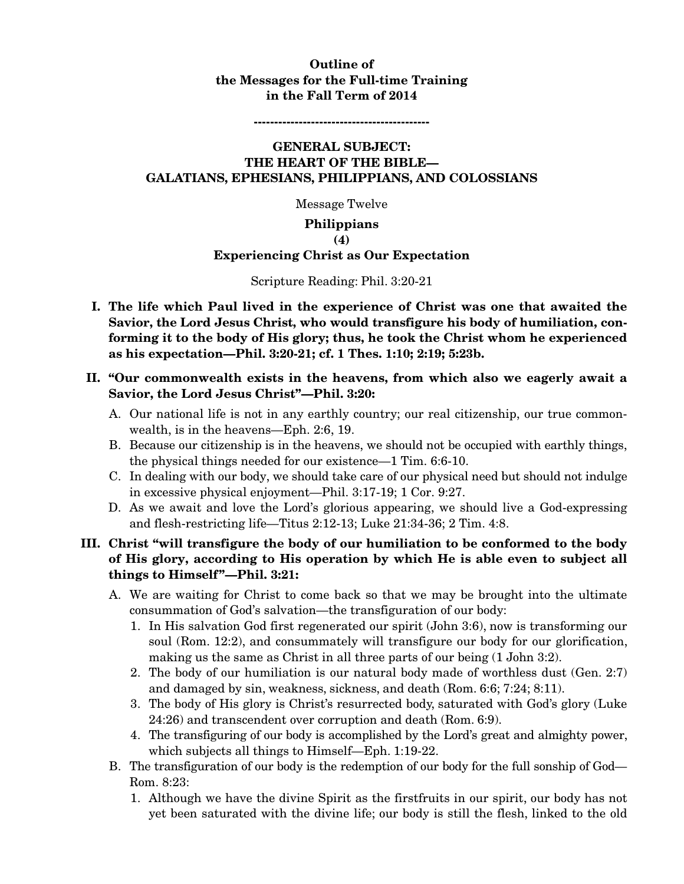**Outline of**
**the Messages for the Full-time Training**
**in the Fall Term of 2014**

-------------------------------------------

## GENERAL SUBJECT: THE HEART OF THE BIBLE— GALATIANS, EPHESIANS, PHILIPPIANS, AND COLOSSIANS

Message Twelve

### Philippians (4) Experiencing Christ as Our Expectation

Scripture Reading: Phil. 3:20-21

**I. The life which Paul lived in the experience of Christ was one that awaited the Savior, the Lord Jesus Christ, who would transfigure his body of humiliation, conforming it to the body of His glory; thus, he took the Christ whom he experienced as his expectation—Phil. 3:20-21; cf. 1 Thes. 1:10; 2:19; 5:23b.**

**II. "Our commonwealth exists in the heavens, from which also we eagerly await a Savior, the Lord Jesus Christ"—Phil. 3:20:**

A. Our national life is not in any earthly country; our real citizenship, our true commonwealth, is in the heavens—Eph. 2:6, 19.

B. Because our citizenship is in the heavens, we should not be occupied with earthly things, the physical things needed for our existence—1 Tim. 6:6-10.

C. In dealing with our body, we should take care of our physical need but should not indulge in excessive physical enjoyment—Phil. 3:17-19; 1 Cor. 9:27.

D. As we await and love the Lord's glorious appearing, we should live a God-expressing and flesh-restricting life—Titus 2:12-13; Luke 21:34-36; 2 Tim. 4:8.

**III. Christ "will transfigure the body of our humiliation to be conformed to the body of His glory, according to His operation by which He is able even to subject all things to Himself"—Phil. 3:21:**

A. We are waiting for Christ to come back so that we may be brought into the ultimate consummation of God's salvation—the transfiguration of our body:

1. In His salvation God first regenerated our spirit (John 3:6), now is transforming our soul (Rom. 12:2), and consummately will transfigure our body for our glorification, making us the same as Christ in all three parts of our being (1 John 3:2).
2. The body of our humiliation is our natural body made of worthless dust (Gen. 2:7) and damaged by sin, weakness, sickness, and death (Rom. 6:6; 7:24; 8:11).
3. The body of His glory is Christ's resurrected body, saturated with God's glory (Luke 24:26) and transcendent over corruption and death (Rom. 6:9).
4. The transfiguring of our body is accomplished by the Lord's great and almighty power, which subjects all things to Himself—Eph. 1:19-22.

B. The transfiguration of our body is the redemption of our body for the full sonship of God—Rom. 8:23:

1. Although we have the divine Spirit as the firstfruits in our spirit, our body has not yet been saturated with the divine life; our body is still the flesh, linked to the old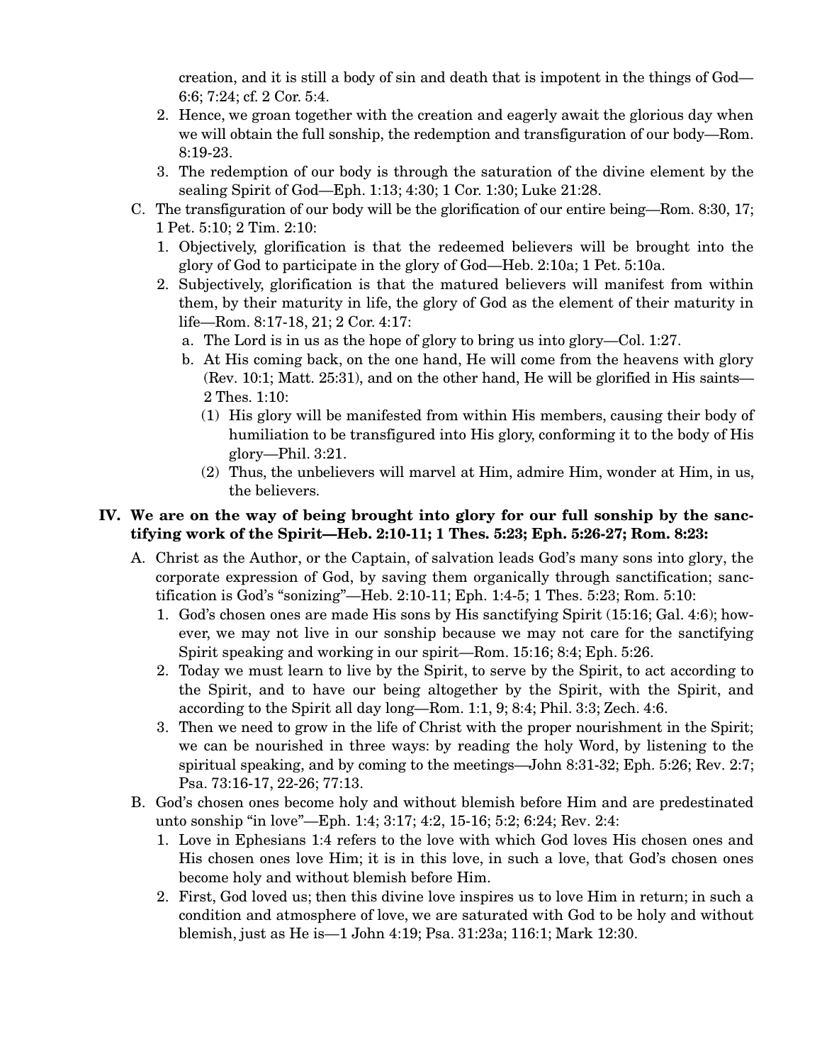creation, and it is still a body of sin and death that is impotent in the things of God—6:6; 7:24; cf. 2 Cor. 5:4.

2. Hence, we groan together with the creation and eagerly await the glorious day when we will obtain the full sonship, the redemption and transfiguration of our body—Rom. 8:19-23.
3. The redemption of our body is through the saturation of the divine element by the sealing Spirit of God—Eph. 1:13; 4:30; 1 Cor. 1:30; Luke 21:28.

C. The transfiguration of our body will be the glorification of our entire being—Rom. 8:30, 17; 1 Pet. 5:10; 2 Tim. 2:10:

1. Objectively, glorification is that the redeemed believers will be brought into the glory of God to participate in the glory of God—Heb. 2:10a; 1 Pet. 5:10a.
2. Subjectively, glorification is that the matured believers will manifest from within them, by their maturity in life, the glory of God as the element of their maturity in life—Rom. 8:17-18, 21; 2 Cor. 4:17:
   a. The Lord is in us as the hope of glory to bring us into glory—Col. 1:27.
   b. At His coming back, on the one hand, He will come from the heavens with glory (Rev. 10:1; Matt. 25:31), and on the other hand, He will be glorified in His saints—2 Thes. 1:10:
      (1) His glory will be manifested from within His members, causing their body of humiliation to be transfigured into His glory, conforming it to the body of His glory—Phil. 3:21.
      (2) Thus, the unbelievers will marvel at Him, admire Him, wonder at Him, in us, the believers.

**IV. We are on the way of being brought into glory for our full sonship by the sanctifying work of the Spirit—Heb. 2:10-11; 1 Thes. 5:23; Eph. 5:26-27; Rom. 8:23:**

A. Christ as the Author, or the Captain, of salvation leads God's many sons into glory, the corporate expression of God, by saving them organically through sanctification; sanctification is God's "sonizing"—Heb. 2:10-11; Eph. 1:4-5; 1 Thes. 5:23; Rom. 5:10:

1. God's chosen ones are made His sons by His sanctifying Spirit (15:16; Gal. 4:6); however, we may not live in our sonship because we may not care for the sanctifying Spirit speaking and working in our spirit—Rom. 15:16; 8:4; Eph. 5:26.
2. Today we must learn to live by the Spirit, to serve by the Spirit, to act according to the Spirit, and to have our being altogether by the Spirit, with the Spirit, and according to the Spirit all day long—Rom. 1:1, 9; 8:4; Phil. 3:3; Zech. 4:6.
3. Then we need to grow in the life of Christ with the proper nourishment in the Spirit; we can be nourished in three ways: by reading the holy Word, by listening to the spiritual speaking, and by coming to the meetings—John 8:31-32; Eph. 5:26; Rev. 2:7; Psa. 73:16-17, 22-26; 77:13.

B. God's chosen ones become holy and without blemish before Him and are predestinated unto sonship "in love"—Eph. 1:4; 3:17; 4:2, 15-16; 5:2; 6:24; Rev. 2:4:

1. Love in Ephesians 1:4 refers to the love with which God loves His chosen ones and His chosen ones love Him; it is in this love, in such a love, that God's chosen ones become holy and without blemish before Him.
2. First, God loved us; then this divine love inspires us to love Him in return; in such a condition and atmosphere of love, we are saturated with God to be holy and without blemish, just as He is—1 John 4:19; Psa. 31:23a; 116:1; Mark 12:30.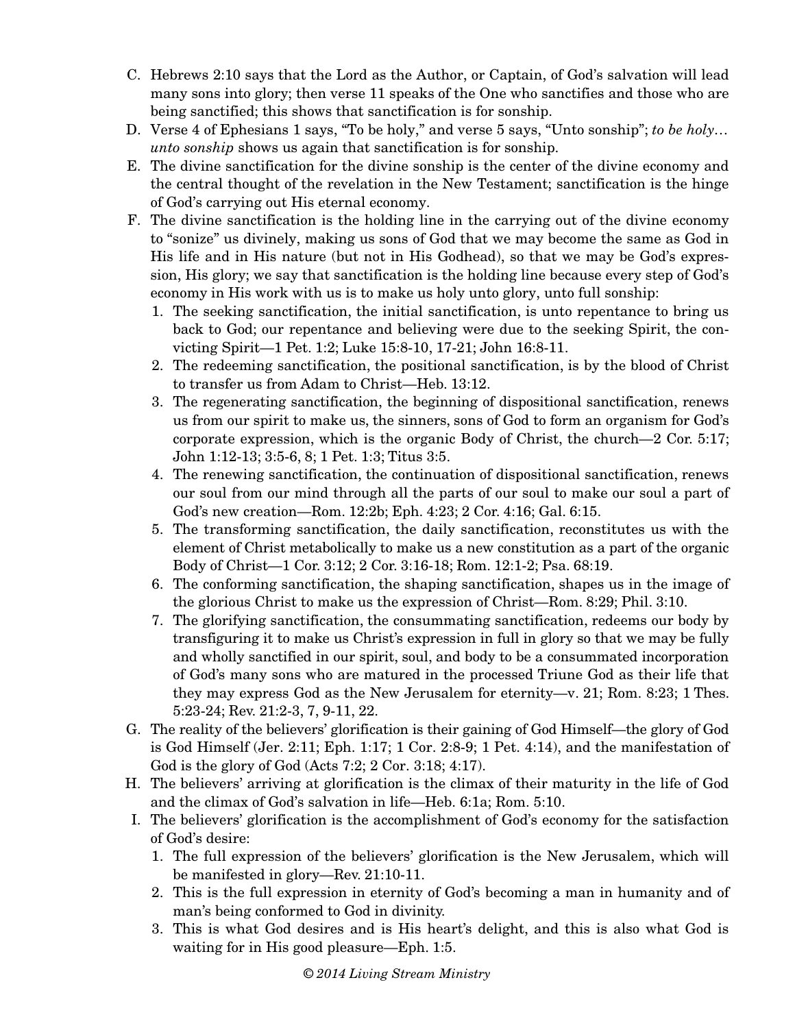C. Hebrews 2:10 says that the Lord as the Author, or Captain, of God's salvation will lead many sons into glory; then verse 11 speaks of the One who sanctifies and those who are being sanctified; this shows that sanctification is for sonship.

D. Verse 4 of Ephesians 1 says, "To be holy," and verse 5 says, "Unto sonship"; *to be holy… unto sonship* shows us again that sanctification is for sonship.

E. The divine sanctification for the divine sonship is the center of the divine economy and the central thought of the revelation in the New Testament; sanctification is the hinge of God's carrying out His eternal economy.

F. The divine sanctification is the holding line in the carrying out of the divine economy to "sonize" us divinely, making us sons of God that we may become the same as God in His life and in His nature (but not in His Godhead), so that we may be God's expression, His glory; we say that sanctification is the holding line because every step of God's economy in His work with us is to make us holy unto glory, unto full sonship:

   1. The seeking sanctification, the initial sanctification, is unto repentance to bring us back to God; our repentance and believing were due to the seeking Spirit, the convicting Spirit—1 Pet. 1:2; Luke 15:8-10, 17-21; John 16:8-11.
   2. The redeeming sanctification, the positional sanctification, is by the blood of Christ to transfer us from Adam to Christ—Heb. 13:12.
   3. The regenerating sanctification, the beginning of dispositional sanctification, renews us from our spirit to make us, the sinners, sons of God to form an organism for God's corporate expression, which is the organic Body of Christ, the church—2 Cor. 5:17; John 1:12-13; 3:5-6, 8; 1 Pet. 1:3; Titus 3:5.
   4. The renewing sanctification, the continuation of dispositional sanctification, renews our soul from our mind through all the parts of our soul to make our soul a part of God's new creation—Rom. 12:2b; Eph. 4:23; 2 Cor. 4:16; Gal. 6:15.
   5. The transforming sanctification, the daily sanctification, reconstitutes us with the element of Christ metabolically to make us a new constitution as a part of the organic Body of Christ—1 Cor. 3:12; 2 Cor. 3:16-18; Rom. 12:1-2; Psa. 68:19.
   6. The conforming sanctification, the shaping sanctification, shapes us in the image of the glorious Christ to make us the expression of Christ—Rom. 8:29; Phil. 3:10.
   7. The glorifying sanctification, the consummating sanctification, redeems our body by transfiguring it to make us Christ's expression in full in glory so that we may be fully and wholly sanctified in our spirit, soul, and body to be a consummated incorporation of God's many sons who are matured in the processed Triune God as their life that they may express God as the New Jerusalem for eternity—v. 21; Rom. 8:23; 1 Thes. 5:23-24; Rev. 21:2-3, 7, 9-11, 22.

G. The reality of the believers' glorification is their gaining of God Himself—the glory of God is God Himself (Jer. 2:11; Eph. 1:17; 1 Cor. 2:8-9; 1 Pet. 4:14), and the manifestation of God is the glory of God (Acts 7:2; 2 Cor. 3:18; 4:17).

H. The believers' arriving at glorification is the climax of their maturity in the life of God and the climax of God's salvation in life—Heb. 6:1a; Rom. 5:10.

I. The believers' glorification is the accomplishment of God's economy for the satisfaction of God's desire:

   1. The full expression of the believers' glorification is the New Jerusalem, which will be manifested in glory—Rev. 21:10-11.
   2. This is the full expression in eternity of God's becoming a man in humanity and of man's being conformed to God in divinity.
   3. This is what God desires and is His heart's delight, and this is also what God is waiting for in His good pleasure—Eph. 1:5.

*© 2014 Living Stream Ministry*